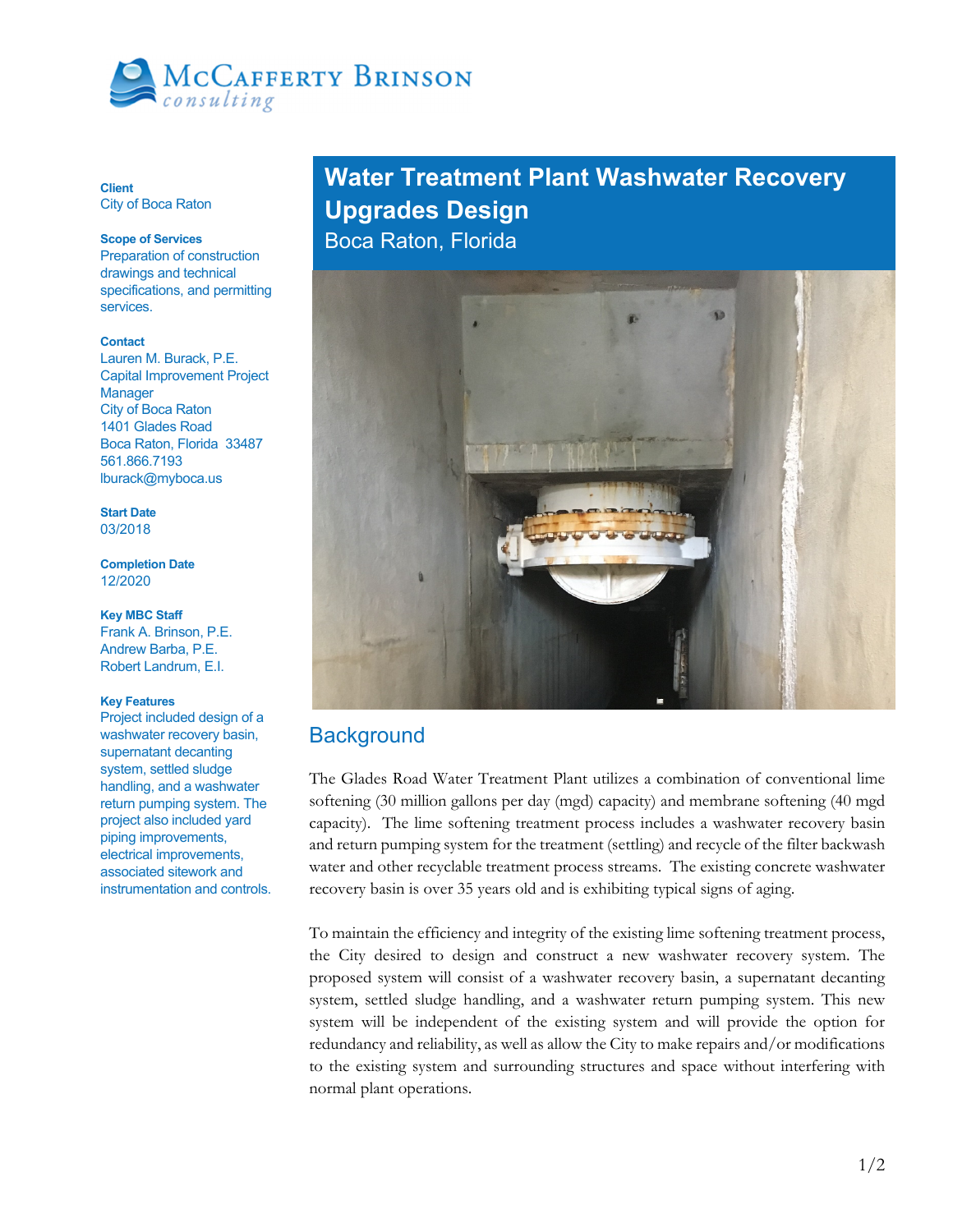McCafferty Brinson consulting

# Water Treatment Plant Washwater Recovery Upgrades Design

Boca Raton, Florida

**Client**
City of Boca Raton

**Scope of Services**
Preparation of construction drawings and technical specifications, and permitting services.

**Contact**
Lauren M. Burack, P.E.
Capital Improvement Project Manager
City of Boca Raton
1401 Glades Road
Boca Raton, Florida 33487
561.866.7193
lburack@myboca.us

**Start Date**
03/2018

**Completion Date**
12/2020

**Key MBC Staff**
Frank A. Brinson, P.E.
Andrew Barba, P.E.
Robert Landrum, E.I.

**Key Features**
Project included design of a washwater recovery basin, supernatant decanting system, settled sludge handling, and a washwater return pumping system. The project also included yard piping improvements, electrical improvements, associated sitework and instrumentation and controls.

## Background

The Glades Road Water Treatment Plant utilizes a combination of conventional lime softening (30 million gallons per day (mgd) capacity) and membrane softening (40 mgd capacity). The lime softening treatment process includes a washwater recovery basin and return pumping system for the treatment (settling) and recycle of the filter backwash water and other recyclable treatment process streams. The existing concrete washwater recovery basin is over 35 years old and is exhibiting typical signs of aging.

To maintain the efficiency and integrity of the existing lime softening treatment process, the City desired to design and construct a new washwater recovery system. The proposed system will consist of a washwater recovery basin, a supernatant decanting system, settled sludge handling, and a washwater return pumping system. This new system will be independent of the existing system and will provide the option for redundancy and reliability, as well as allow the City to make repairs and/or modifications to the existing system and surrounding structures and space without interfering with normal plant operations.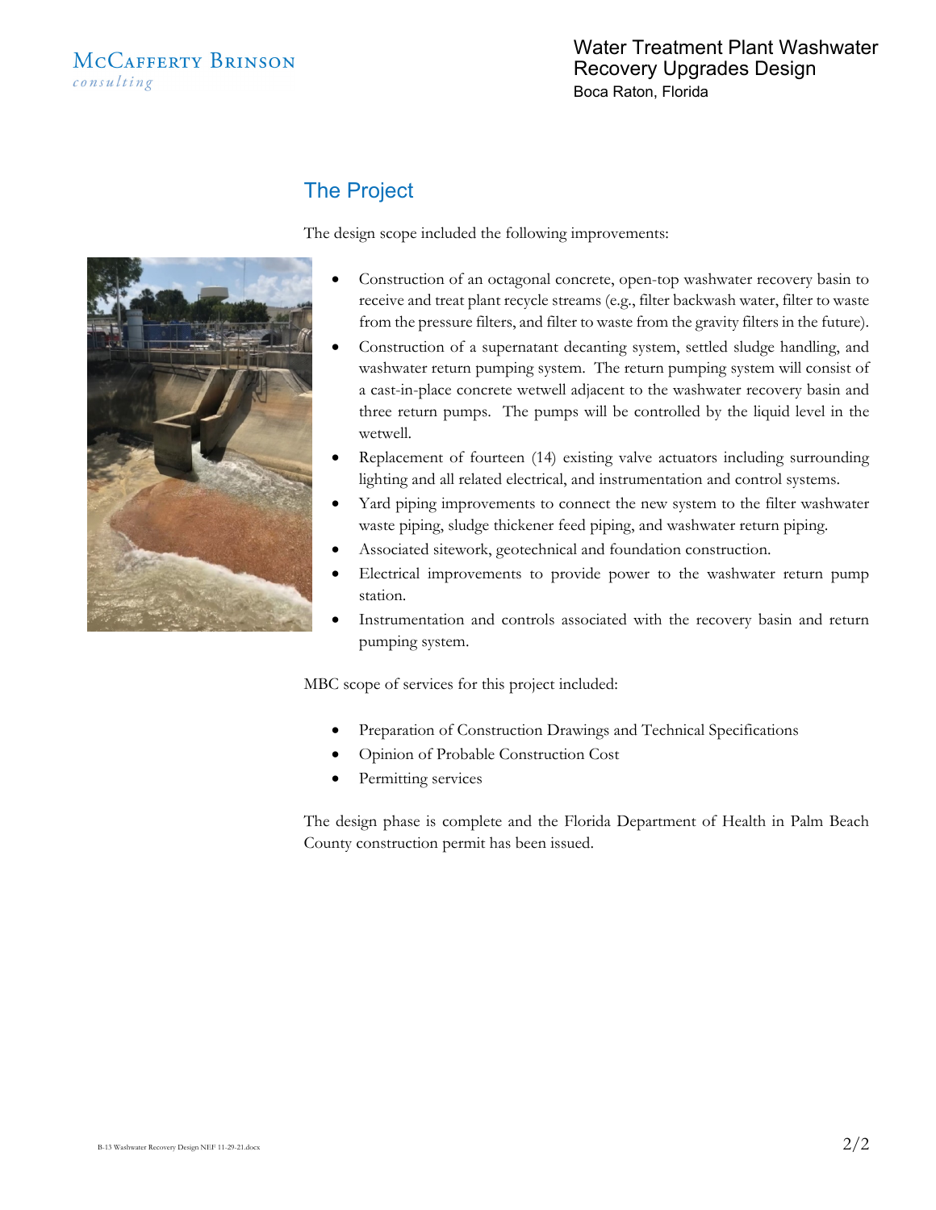## The Project

The design scope included the following improvements:

- Construction of an octagonal concrete, open-top washwater recovery basin to receive and treat plant recycle streams (e.g., filter backwash water, filter to waste from the pressure filters, and filter to waste from the gravity filters in the future).
- Construction of a supernatant decanting system, settled sludge handling, and washwater return pumping system. The return pumping system will consist of a cast-in-place concrete wetwell adjacent to the washwater recovery basin and three return pumps. The pumps will be controlled by the liquid level in the wetwell.
- Replacement of fourteen (14) existing valve actuators including surrounding lighting and all related electrical, and instrumentation and control systems.
- Yard piping improvements to connect the new system to the filter washwater waste piping, sludge thickener feed piping, and washwater return piping.
- Associated sitework, geotechnical and foundation construction.
- Electrical improvements to provide power to the washwater return pump station.
- Instrumentation and controls associated with the recovery basin and return pumping system.

MBC scope of services for this project included:

- Preparation of Construction Drawings and Technical Specifications
- Opinion of Probable Construction Cost
- Permitting services

The design phase is complete and the Florida Department of Health in Palm Beach County construction permit has been issued.